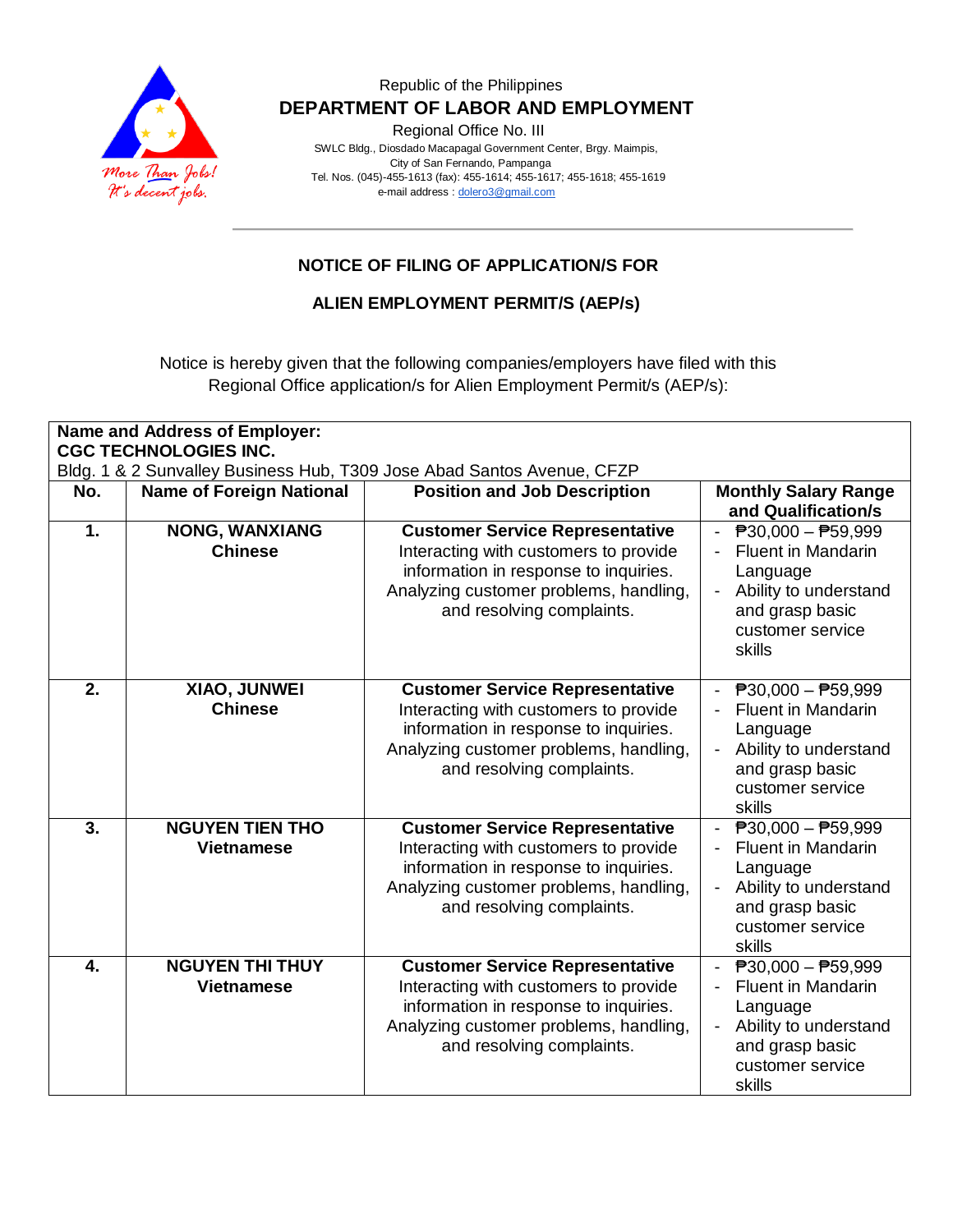Republic of the Philippines

**DEPARTMENT OF LABOR AND EMPLOYMENT**

Regional Office No. III

SWLC Bldg., Diosdado Macapagal Government Center, Brgy. Maimpis,
City of San Fernando, Pampanga
Tel. Nos. (045)-455-1613 (fax): 455-1614; 455-1617; 455-1618; 455-1619
e-mail address : dolero3@gmail.com

More Than Jobs! It's decent jobs.

## NOTICE OF FILING OF APPLICATION/S FOR

## ALIEN EMPLOYMENT PERMIT/S (AEP/s)

Notice is hereby given that the following companies/employers have filed with this Regional Office application/s for Alien Employment Permit/s (AEP/s):

**Name and Address of Employer:**
**CGC TECHNOLOGIES INC.**
Bldg. 1 & 2 Sunvalley Business Hub, T309 Jose Abad Santos Avenue, CFZP

| No. | Name of Foreign National | Position and Job Description | Monthly Salary Range and Qualification/s |
|---|---|---|---|
| **1.** | **NONG, WANXIANG** **Chinese** | **Customer Service Representative** Interacting with customers to provide information in response to inquiries. Analyzing customer problems, handling, and resolving complaints. | - ₱30,000 – ₱59,999 - Fluent in Mandarin Language - Ability to understand and grasp basic customer service skills |
| **2.** | **XIAO, JUNWEI** **Chinese** | **Customer Service Representative** Interacting with customers to provide information in response to inquiries. Analyzing customer problems, handling, and resolving complaints. | - ₱30,000 – ₱59,999 - Fluent in Mandarin Language - Ability to understand and grasp basic customer service skills |
| **3.** | **NGUYEN TIEN THO** **Vietnamese** | **Customer Service Representative** Interacting with customers to provide information in response to inquiries. Analyzing customer problems, handling, and resolving complaints. | - ₱30,000 – ₱59,999 - Fluent in Mandarin Language - Ability to understand and grasp basic customer service skills |
| **4.** | **NGUYEN THI THUY** **Vietnamese** | **Customer Service Representative** Interacting with customers to provide information in response to inquiries. Analyzing customer problems, handling, and resolving complaints. | - ₱30,000 – ₱59,999 - Fluent in Mandarin Language - Ability to understand and grasp basic customer service skills |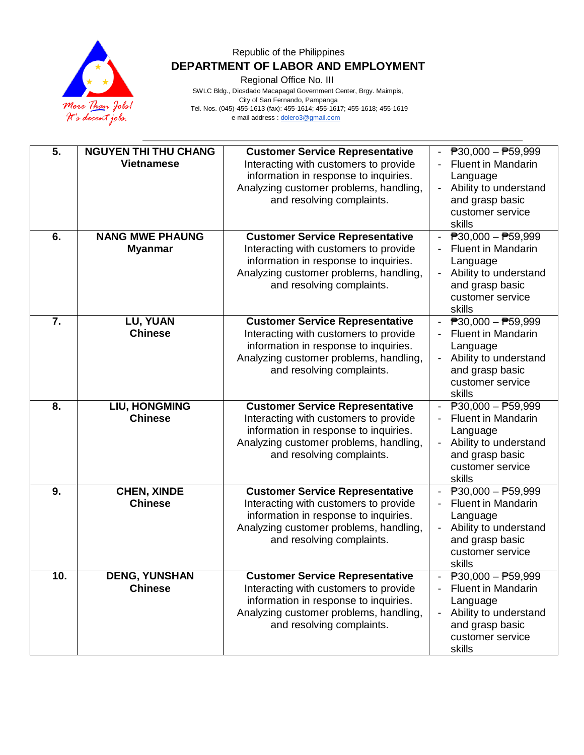Republic of the Philippines

**DEPARTMENT OF LABOR AND EMPLOYMENT**

Regional Office No. III

SWLC Bldg., Diosdado Macapagal Government Center, Brgy. Maimpis,
City of San Fernando, Pampanga
Tel. Nos. (045)-455-1613 (fax): 455-1614; 455-1617; 455-1618; 455-1619
e-mail address : dolero3@gmail.com

| | | | |
|---|---|---|---|
| **5.** | **NGUYEN THI THU CHANG**<br>**Vietnamese** | **Customer Service Representative**<br>Interacting with customers to provide information in response to inquiries. Analyzing customer problems, handling, and resolving complaints. | - ₱30,000 – ₱59,999<br>- Fluent in Mandarin Language<br>- Ability to understand and grasp basic customer service skills |
| **6.** | **NANG MWE PHAUNG**<br>**Myanmar** | **Customer Service Representative**<br>Interacting with customers to provide information in response to inquiries. Analyzing customer problems, handling, and resolving complaints. | - ₱30,000 – ₱59,999<br>- Fluent in Mandarin Language<br>- Ability to understand and grasp basic customer service skills |
| **7.** | **LU, YUAN**<br>**Chinese** | **Customer Service Representative**<br>Interacting with customers to provide information in response to inquiries. Analyzing customer problems, handling, and resolving complaints. | - ₱30,000 – ₱59,999<br>- Fluent in Mandarin Language<br>- Ability to understand and grasp basic customer service skills |
| **8.** | **LIU, HONGMING**<br>**Chinese** | **Customer Service Representative**<br>Interacting with customers to provide information in response to inquiries. Analyzing customer problems, handling, and resolving complaints. | - ₱30,000 – ₱59,999<br>- Fluent in Mandarin Language<br>- Ability to understand and grasp basic customer service skills |
| **9.** | **CHEN, XINDE**<br>**Chinese** | **Customer Service Representative**<br>Interacting with customers to provide information in response to inquiries. Analyzing customer problems, handling, and resolving complaints. | - ₱30,000 – ₱59,999<br>- Fluent in Mandarin Language<br>- Ability to understand and grasp basic customer service skills |
| **10.** | **DENG, YUNSHAN**<br>**Chinese** | **Customer Service Representative**<br>Interacting with customers to provide information in response to inquiries. Analyzing customer problems, handling, and resolving complaints. | - ₱30,000 – ₱59,999<br>- Fluent in Mandarin Language<br>- Ability to understand and grasp basic customer service skills |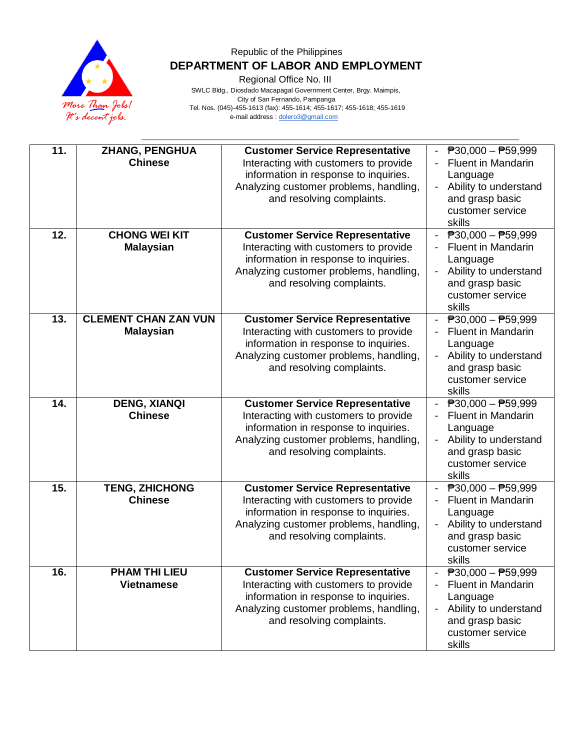Republic of the Philippines

**DEPARTMENT OF LABOR AND EMPLOYMENT**

Regional Office No. III

SWLC Bldg., Diosdado Macapagal Government Center, Brgy. Maimpis, City of San Fernando, Pampanga

Tel. Nos. (045)-455-1613 (fax): 455-1614; 455-1617; 455-1618; 455-1619

e-mail address : dolero3@gmail.com

| | | | |
|---|---|---|---|
| **11.** | **ZHANG, PENGHUA**<br>**Chinese** | **Customer Service Representative**<br>Interacting with customers to provide information in response to inquiries. Analyzing customer problems, handling, and resolving complaints. | - ₱30,000 – ₱59,999<br>- Fluent in Mandarin Language<br>- Ability to understand and grasp basic customer service skills |
| **12.** | **CHONG WEI KIT**<br>**Malaysian** | **Customer Service Representative**<br>Interacting with customers to provide information in response to inquiries. Analyzing customer problems, handling, and resolving complaints. | - ₱30,000 – ₱59,999<br>- Fluent in Mandarin Language<br>- Ability to understand and grasp basic customer service skills |
| **13.** | **CLEMENT CHAN ZAN VUN**<br>**Malaysian** | **Customer Service Representative**<br>Interacting with customers to provide information in response to inquiries. Analyzing customer problems, handling, and resolving complaints. | - ₱30,000 – ₱59,999<br>- Fluent in Mandarin Language<br>- Ability to understand and grasp basic customer service skills |
| **14.** | **DENG, XIANQI**<br>**Chinese** | **Customer Service Representative**<br>Interacting with customers to provide information in response to inquiries. Analyzing customer problems, handling, and resolving complaints. | - ₱30,000 – ₱59,999<br>- Fluent in Mandarin Language<br>- Ability to understand and grasp basic customer service skills |
| **15.** | **TENG, ZHICHONG**<br>**Chinese** | **Customer Service Representative**<br>Interacting with customers to provide information in response to inquiries. Analyzing customer problems, handling, and resolving complaints. | - ₱30,000 – ₱59,999<br>- Fluent in Mandarin Language<br>- Ability to understand and grasp basic customer service skills |
| **16.** | **PHAM THI LIEU**<br>**Vietnamese** | **Customer Service Representative**<br>Interacting with customers to provide information in response to inquiries. Analyzing customer problems, handling, and resolving complaints. | - ₱30,000 – ₱59,999<br>- Fluent in Mandarin Language<br>- Ability to understand and grasp basic customer service skills |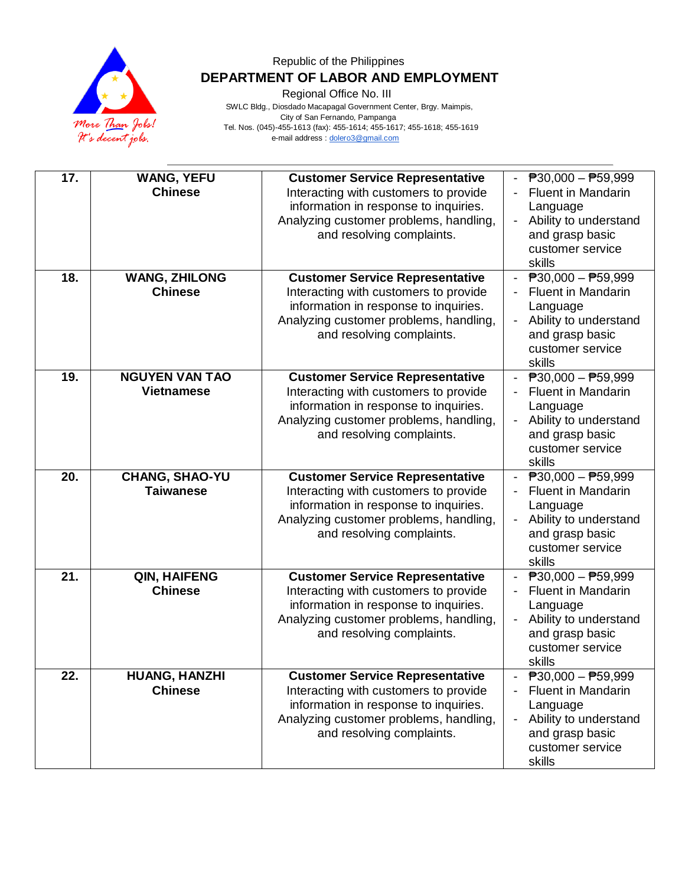Republic of the Philippines

**DEPARTMENT OF LABOR AND EMPLOYMENT**

Regional Office No. III

SWLC Bldg., Diosdado Macapagal Government Center, Brgy. Maimpis,
City of San Fernando, Pampanga

Tel. Nos. (045)-455-1613 (fax): 455-1614; 455-1617; 455-1618; 455-1619

e-mail address : dolero3@gmail.com

| | | | |
|---|---|---|---|
| **17.** | **WANG, YEFU**<br>**Chinese** | **Customer Service Representative**<br>Interacting with customers to provide information in response to inquiries. Analyzing customer problems, handling, and resolving complaints. | - ₱30,000 – ₱59,999<br>- Fluent in Mandarin Language<br>- Ability to understand and grasp basic customer service skills |
| **18.** | **WANG, ZHILONG**<br>**Chinese** | **Customer Service Representative**<br>Interacting with customers to provide information in response to inquiries. Analyzing customer problems, handling, and resolving complaints. | - ₱30,000 – ₱59,999<br>- Fluent in Mandarin Language<br>- Ability to understand and grasp basic customer service skills |
| **19.** | **NGUYEN VAN TAO**<br>**Vietnamese** | **Customer Service Representative**<br>Interacting with customers to provide information in response to inquiries. Analyzing customer problems, handling, and resolving complaints. | - ₱30,000 – ₱59,999<br>- Fluent in Mandarin Language<br>- Ability to understand and grasp basic customer service skills |
| **20.** | **CHANG, SHAO-YU**<br>**Taiwanese** | **Customer Service Representative**<br>Interacting with customers to provide information in response to inquiries. Analyzing customer problems, handling, and resolving complaints. | - ₱30,000 – ₱59,999<br>- Fluent in Mandarin Language<br>- Ability to understand and grasp basic customer service skills |
| **21.** | **QIN, HAIFENG**<br>**Chinese** | **Customer Service Representative**<br>Interacting with customers to provide information in response to inquiries. Analyzing customer problems, handling, and resolving complaints. | - ₱30,000 – ₱59,999<br>- Fluent in Mandarin Language<br>- Ability to understand and grasp basic customer service skills |
| **22.** | **HUANG, HANZHI**<br>**Chinese** | **Customer Service Representative**<br>Interacting with customers to provide information in response to inquiries. Analyzing customer problems, handling, and resolving complaints. | - ₱30,000 – ₱59,999<br>- Fluent in Mandarin Language<br>- Ability to understand and grasp basic customer service skills |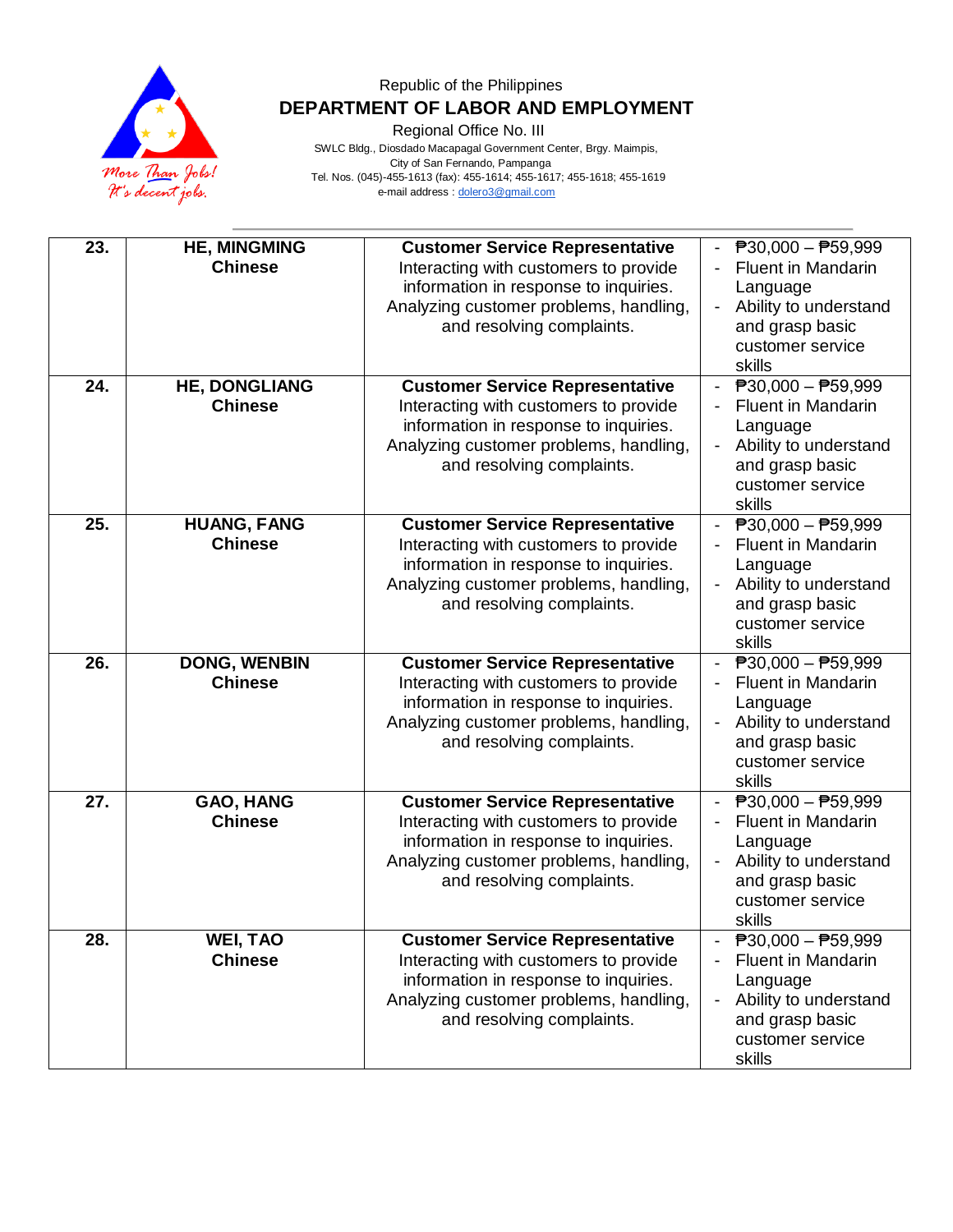Republic of the Philippines

**DEPARTMENT OF LABOR AND EMPLOYMENT**

Regional Office No. III

SWLC Bldg., Diosdado Macapagal Government Center, Brgy. Maimpis,
City of San Fernando, Pampanga
Tel. Nos. (045)-455-1613 (fax): 455-1614; 455-1617; 455-1618; 455-1619
e-mail address : dolero3@gmail.com

| | | | |
|---|---|---|---|
| **23.** | **HE, MINGMING**<br>**Chinese** | **Customer Service Representative**<br>Interacting with customers to provide information in response to inquiries. Analyzing customer problems, handling, and resolving complaints. | - ₱30,000 – ₱59,999<br>- Fluent in Mandarin Language<br>- Ability to understand and grasp basic customer service skills |
| **24.** | **HE, DONGLIANG**<br>**Chinese** | **Customer Service Representative**<br>Interacting with customers to provide information in response to inquiries. Analyzing customer problems, handling, and resolving complaints. | - ₱30,000 – ₱59,999<br>- Fluent in Mandarin Language<br>- Ability to understand and grasp basic customer service skills |
| **25.** | **HUANG, FANG**<br>**Chinese** | **Customer Service Representative**<br>Interacting with customers to provide information in response to inquiries. Analyzing customer problems, handling, and resolving complaints. | - ₱30,000 – ₱59,999<br>- Fluent in Mandarin Language<br>- Ability to understand and grasp basic customer service skills |
| **26.** | **DONG, WENBIN**<br>**Chinese** | **Customer Service Representative**<br>Interacting with customers to provide information in response to inquiries. Analyzing customer problems, handling, and resolving complaints. | - ₱30,000 – ₱59,999<br>- Fluent in Mandarin Language<br>- Ability to understand and grasp basic customer service skills |
| **27.** | **GAO, HANG**<br>**Chinese** | **Customer Service Representative**<br>Interacting with customers to provide information in response to inquiries. Analyzing customer problems, handling, and resolving complaints. | - ₱30,000 – ₱59,999<br>- Fluent in Mandarin Language<br>- Ability to understand and grasp basic customer service skills |
| **28.** | **WEI, TAO**<br>**Chinese** | **Customer Service Representative**<br>Interacting with customers to provide information in response to inquiries. Analyzing customer problems, handling, and resolving complaints. | - ₱30,000 – ₱59,999<br>- Fluent in Mandarin Language<br>- Ability to understand and grasp basic customer service skills |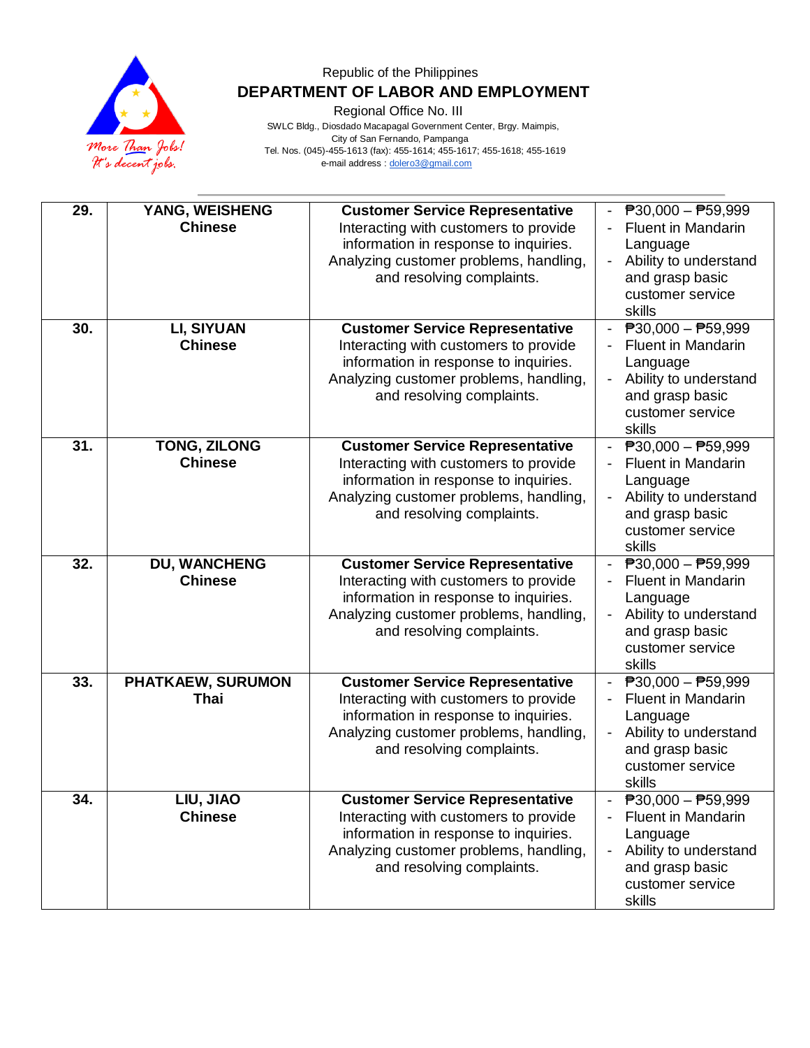Republic of the Philippines

**DEPARTMENT OF LABOR AND EMPLOYMENT**

Regional Office No. III

SWLC Bldg., Diosdado Macapagal Government Center, Brgy. Maimpis, City of San Fernando, Pampanga

Tel. Nos. (045)-455-1613 (fax): 455-1614; 455-1617; 455-1618; 455-1619

e-mail address : dolero3@gmail.com

| | | | |
|---|---|---|---|
| **29.** | **YANG, WEISHENG**<br>**Chinese** | **Customer Service Representative**<br>Interacting with customers to provide information in response to inquiries. Analyzing customer problems, handling, and resolving complaints. | - ₱30,000 – ₱59,999<br>- Fluent in Mandarin Language<br>- Ability to understand and grasp basic customer service skills |
| **30.** | **LI, SIYUAN**<br>**Chinese** | **Customer Service Representative**<br>Interacting with customers to provide information in response to inquiries. Analyzing customer problems, handling, and resolving complaints. | - ₱30,000 – ₱59,999<br>- Fluent in Mandarin Language<br>- Ability to understand and grasp basic customer service skills |
| **31.** | **TONG, ZILONG**<br>**Chinese** | **Customer Service Representative**<br>Interacting with customers to provide information in response to inquiries. Analyzing customer problems, handling, and resolving complaints. | - ₱30,000 – ₱59,999<br>- Fluent in Mandarin Language<br>- Ability to understand and grasp basic customer service skills |
| **32.** | **DU, WANCHENG**<br>**Chinese** | **Customer Service Representative**<br>Interacting with customers to provide information in response to inquiries. Analyzing customer problems, handling, and resolving complaints. | - ₱30,000 – ₱59,999<br>- Fluent in Mandarin Language<br>- Ability to understand and grasp basic customer service skills |
| **33.** | **PHATKAEW, SURUMON**<br>**Thai** | **Customer Service Representative**<br>Interacting with customers to provide information in response to inquiries. Analyzing customer problems, handling, and resolving complaints. | - ₱30,000 – ₱59,999<br>- Fluent in Mandarin Language<br>- Ability to understand and grasp basic customer service skills |
| **34.** | **LIU, JIAO**<br>**Chinese** | **Customer Service Representative**<br>Interacting with customers to provide information in response to inquiries. Analyzing customer problems, handling, and resolving complaints. | - ₱30,000 – ₱59,999<br>- Fluent in Mandarin Language<br>- Ability to understand and grasp basic customer service skills |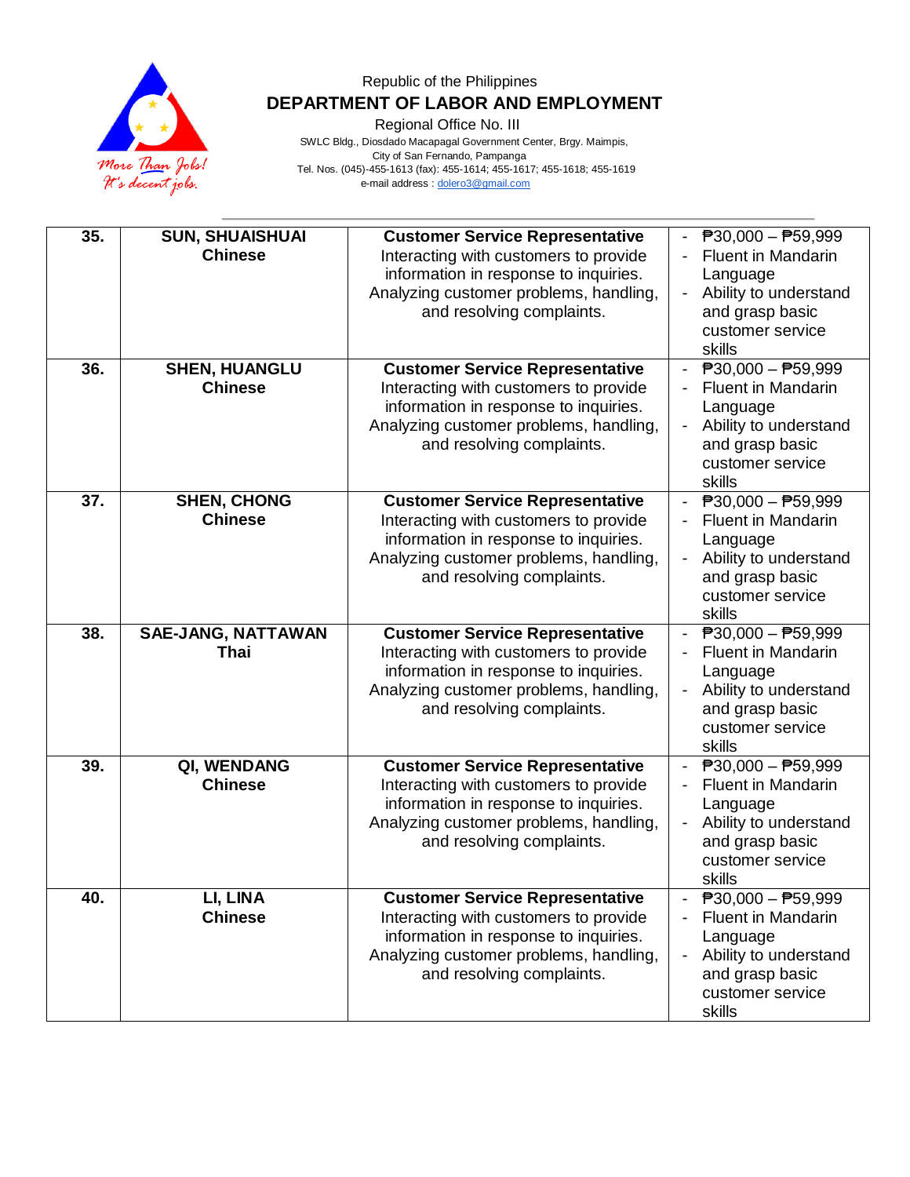Republic of the Philippines

**DEPARTMENT OF LABOR AND EMPLOYMENT**

Regional Office No. III

SWLC Bldg., Diosdado Macapagal Government Center, Brgy. Maimpis, City of San Fernando, Pampanga

Tel. Nos. (045)-455-1613 (fax): 455-1614; 455-1617; 455-1618; 455-1619

e-mail address : dolero3@gmail.com

| | | | |
|---|---|---|---|
| **35.** | **SUN, SHUAISHUAI**<br>**Chinese** | **Customer Service Representative**<br>Interacting with customers to provide information in response to inquiries. Analyzing customer problems, handling, and resolving complaints. | - ₱30,000 – ₱59,999<br>- Fluent in Mandarin Language<br>- Ability to understand and grasp basic customer service skills |
| **36.** | **SHEN, HUANGLU**<br>**Chinese** | **Customer Service Representative**<br>Interacting with customers to provide information in response to inquiries. Analyzing customer problems, handling, and resolving complaints. | - ₱30,000 – ₱59,999<br>- Fluent in Mandarin Language<br>- Ability to understand and grasp basic customer service skills |
| **37.** | **SHEN, CHONG**<br>**Chinese** | **Customer Service Representative**<br>Interacting with customers to provide information in response to inquiries. Analyzing customer problems, handling, and resolving complaints. | - ₱30,000 – ₱59,999<br>- Fluent in Mandarin Language<br>- Ability to understand and grasp basic customer service skills |
| **38.** | **SAE-JANG, NATTAWAN**<br>**Thai** | **Customer Service Representative**<br>Interacting with customers to provide information in response to inquiries. Analyzing customer problems, handling, and resolving complaints. | - ₱30,000 – ₱59,999<br>- Fluent in Mandarin Language<br>- Ability to understand and grasp basic customer service skills |
| **39.** | **QI, WENDANG**<br>**Chinese** | **Customer Service Representative**<br>Interacting with customers to provide information in response to inquiries. Analyzing customer problems, handling, and resolving complaints. | - ₱30,000 – ₱59,999<br>- Fluent in Mandarin Language<br>- Ability to understand and grasp basic customer service skills |
| **40.** | **LI, LINA**<br>**Chinese** | **Customer Service Representative**<br>Interacting with customers to provide information in response to inquiries. Analyzing customer problems, handling, and resolving complaints. | - ₱30,000 – ₱59,999<br>- Fluent in Mandarin Language<br>- Ability to understand and grasp basic customer service skills |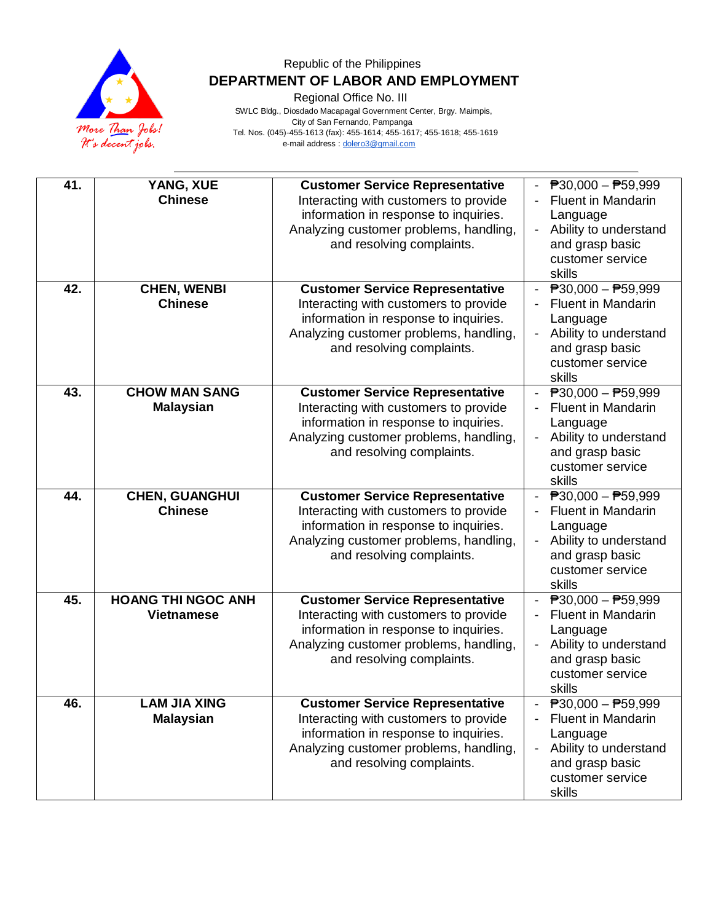Republic of the Philippines

**DEPARTMENT OF LABOR AND EMPLOYMENT**

Regional Office No. III

SWLC Bldg., Diosdado Macapagal Government Center, Brgy. Maimpis,
City of San Fernando, Pampanga
Tel. Nos. (045)-455-1613 (fax): 455-1614; 455-1617; 455-1618; 455-1619
e-mail address : dolero3@gmail.com

| | | | |
|---|---|---|---|
| **41.** | **YANG, XUE**<br>**Chinese** | **Customer Service Representative**<br>Interacting with customers to provide information in response to inquiries. Analyzing customer problems, handling, and resolving complaints. | - ₱30,000 – ₱59,999<br>- Fluent in Mandarin Language<br>- Ability to understand and grasp basic customer service skills |
| **42.** | **CHEN, WENBI**<br>**Chinese** | **Customer Service Representative**<br>Interacting with customers to provide information in response to inquiries. Analyzing customer problems, handling, and resolving complaints. | - ₱30,000 – ₱59,999<br>- Fluent in Mandarin Language<br>- Ability to understand and grasp basic customer service skills |
| **43.** | **CHOW MAN SANG**<br>**Malaysian** | **Customer Service Representative**<br>Interacting with customers to provide information in response to inquiries. Analyzing customer problems, handling, and resolving complaints. | - ₱30,000 – ₱59,999<br>- Fluent in Mandarin Language<br>- Ability to understand and grasp basic customer service skills |
| **44.** | **CHEN, GUANGHUI**<br>**Chinese** | **Customer Service Representative**<br>Interacting with customers to provide information in response to inquiries. Analyzing customer problems, handling, and resolving complaints. | - ₱30,000 – ₱59,999<br>- Fluent in Mandarin Language<br>- Ability to understand and grasp basic customer service skills |
| **45.** | **HOANG THI NGOC ANH**<br>**Vietnamese** | **Customer Service Representative**<br>Interacting with customers to provide information in response to inquiries. Analyzing customer problems, handling, and resolving complaints. | - ₱30,000 – ₱59,999<br>- Fluent in Mandarin Language<br>- Ability to understand and grasp basic customer service skills |
| **46.** | **LAM JIA XING**<br>**Malaysian** | **Customer Service Representative**<br>Interacting with customers to provide information in response to inquiries. Analyzing customer problems, handling, and resolving complaints. | - ₱30,000 – ₱59,999<br>- Fluent in Mandarin Language<br>- Ability to understand and grasp basic customer service skills |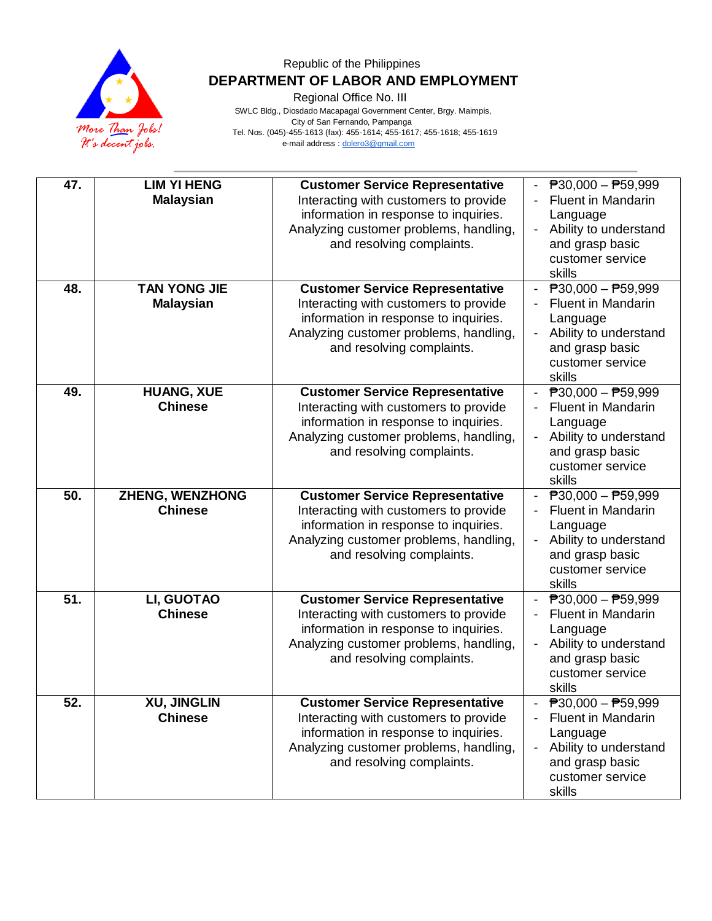Republic of the Philippines

**DEPARTMENT OF LABOR AND EMPLOYMENT**

Regional Office No. III

SWLC Bldg., Diosdado Macapagal Government Center, Brgy. Maimpis,
City of San Fernando, Pampanga
Tel. Nos. (045)-455-1613 (fax): 455-1614; 455-1617; 455-1618; 455-1619
e-mail address : dolero3@gmail.com

| | | | |
|---|---|---|---|
| **47.** | **LIM YI HENG**<br>**Malaysian** | **Customer Service Representative**<br>Interacting with customers to provide information in response to inquiries. Analyzing customer problems, handling, and resolving complaints. | - ₱30,000 – ₱59,999<br>- Fluent in Mandarin Language<br>- Ability to understand and grasp basic customer service skills |
| **48.** | **TAN YONG JIE**<br>**Malaysian** | **Customer Service Representative**<br>Interacting with customers to provide information in response to inquiries. Analyzing customer problems, handling, and resolving complaints. | - ₱30,000 – ₱59,999<br>- Fluent in Mandarin Language<br>- Ability to understand and grasp basic customer service skills |
| **49.** | **HUANG, XUE**<br>**Chinese** | **Customer Service Representative**<br>Interacting with customers to provide information in response to inquiries. Analyzing customer problems, handling, and resolving complaints. | - ₱30,000 – ₱59,999<br>- Fluent in Mandarin Language<br>- Ability to understand and grasp basic customer service skills |
| **50.** | **ZHENG, WENZHONG**<br>**Chinese** | **Customer Service Representative**<br>Interacting with customers to provide information in response to inquiries. Analyzing customer problems, handling, and resolving complaints. | - ₱30,000 – ₱59,999<br>- Fluent in Mandarin Language<br>- Ability to understand and grasp basic customer service skills |
| **51.** | **LI, GUOTAO**<br>**Chinese** | **Customer Service Representative**<br>Interacting with customers to provide information in response to inquiries. Analyzing customer problems, handling, and resolving complaints. | - ₱30,000 – ₱59,999<br>- Fluent in Mandarin Language<br>- Ability to understand and grasp basic customer service skills |
| **52.** | **XU, JINGLIN**<br>**Chinese** | **Customer Service Representative**<br>Interacting with customers to provide information in response to inquiries. Analyzing customer problems, handling, and resolving complaints. | - ₱30,000 – ₱59,999<br>- Fluent in Mandarin Language<br>- Ability to understand and grasp basic customer service skills |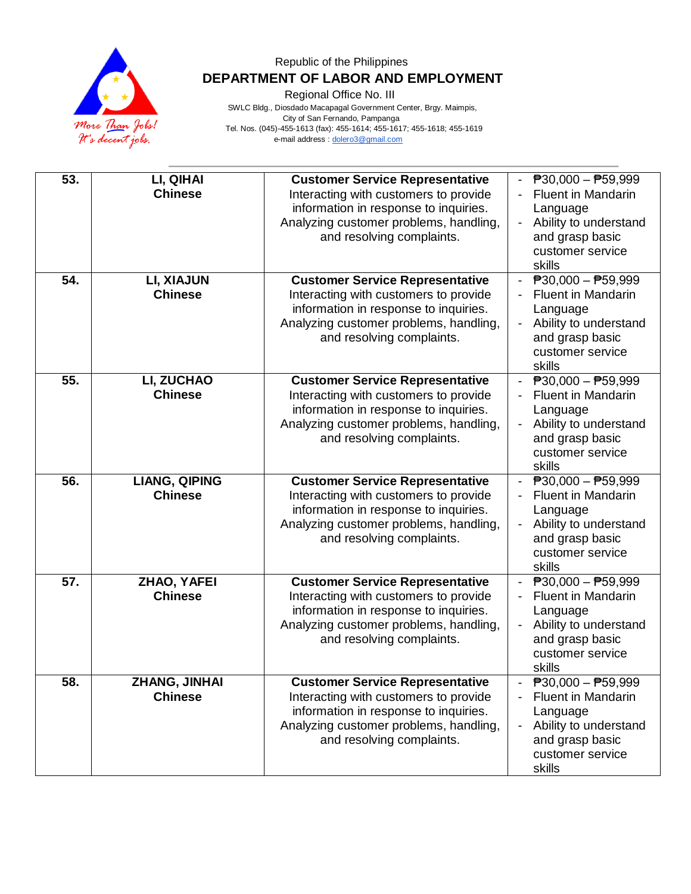Republic of the Philippines

**DEPARTMENT OF LABOR AND EMPLOYMENT**

Regional Office No. III

SWLC Bldg., Diosdado Macapagal Government Center, Brgy. Maimpis, City of San Fernando, Pampanga

Tel. Nos. (045)-455-1613 (fax): 455-1614; 455-1617; 455-1618; 455-1619

e-mail address : dolero3@gmail.com

| | | | |
|---|---|---|---|
| **53.** | **LI, QIHAI**<br>**Chinese** | **Customer Service Representative**<br>Interacting with customers to provide information in response to inquiries. Analyzing customer problems, handling, and resolving complaints. | - ₱30,000 – ₱59,999<br>- Fluent in Mandarin Language<br>- Ability to understand and grasp basic customer service skills |
| **54.** | **LI, XIAJUN**<br>**Chinese** | **Customer Service Representative**<br>Interacting with customers to provide information in response to inquiries. Analyzing customer problems, handling, and resolving complaints. | - ₱30,000 – ₱59,999<br>- Fluent in Mandarin Language<br>- Ability to understand and grasp basic customer service skills |
| **55.** | **LI, ZUCHAO**<br>**Chinese** | **Customer Service Representative**<br>Interacting with customers to provide information in response to inquiries. Analyzing customer problems, handling, and resolving complaints. | - ₱30,000 – ₱59,999<br>- Fluent in Mandarin Language<br>- Ability to understand and grasp basic customer service skills |
| **56.** | **LIANG, QIPING**<br>**Chinese** | **Customer Service Representative**<br>Interacting with customers to provide information in response to inquiries. Analyzing customer problems, handling, and resolving complaints. | - ₱30,000 – ₱59,999<br>- Fluent in Mandarin Language<br>- Ability to understand and grasp basic customer service skills |
| **57.** | **ZHAO, YAFEI**<br>**Chinese** | **Customer Service Representative**<br>Interacting with customers to provide information in response to inquiries. Analyzing customer problems, handling, and resolving complaints. | - ₱30,000 – ₱59,999<br>- Fluent in Mandarin Language<br>- Ability to understand and grasp basic customer service skills |
| **58.** | **ZHANG, JINHAI**<br>**Chinese** | **Customer Service Representative**<br>Interacting with customers to provide information in response to inquiries. Analyzing customer problems, handling, and resolving complaints. | - ₱30,000 – ₱59,999<br>- Fluent in Mandarin Language<br>- Ability to understand and grasp basic customer service skills |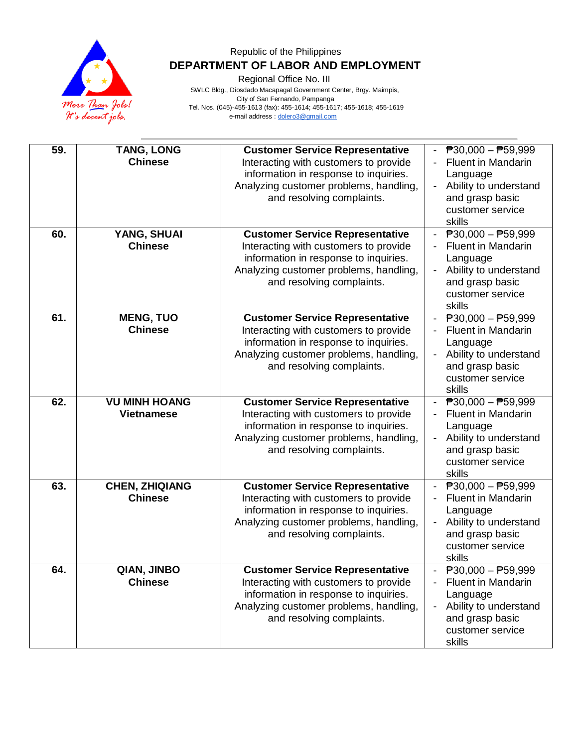Republic of the Philippines
**DEPARTMENT OF LABOR AND EMPLOYMENT**
Regional Office No. III
SWLC Bldg., Diosdado Macapagal Government Center, Brgy. Maimpis,
City of San Fernando, Pampanga
Tel. Nos. (045)-455-1613 (fax): 455-1614; 455-1617; 455-1618; 455-1619
e-mail address : dolero3@gmail.com

| | | | |
|---|---|---|---|
| **59.** | **TANG, LONG**<br>**Chinese** | **Customer Service Representative**<br>Interacting with customers to provide information in response to inquiries. Analyzing customer problems, handling, and resolving complaints. | - ₱30,000 – ₱59,999<br>- Fluent in Mandarin Language<br>- Ability to understand and grasp basic customer service skills |
| **60.** | **YANG, SHUAI**<br>**Chinese** | **Customer Service Representative**<br>Interacting with customers to provide information in response to inquiries. Analyzing customer problems, handling, and resolving complaints. | - ₱30,000 – ₱59,999<br>- Fluent in Mandarin Language<br>- Ability to understand and grasp basic customer service skills |
| **61.** | **MENG, TUO**<br>**Chinese** | **Customer Service Representative**<br>Interacting with customers to provide information in response to inquiries. Analyzing customer problems, handling, and resolving complaints. | - ₱30,000 – ₱59,999<br>- Fluent in Mandarin Language<br>- Ability to understand and grasp basic customer service skills |
| **62.** | **VU MINH HOANG**<br>**Vietnamese** | **Customer Service Representative**<br>Interacting with customers to provide information in response to inquiries. Analyzing customer problems, handling, and resolving complaints. | - ₱30,000 – ₱59,999<br>- Fluent in Mandarin Language<br>- Ability to understand and grasp basic customer service skills |
| **63.** | **CHEN, ZHIQIANG**<br>**Chinese** | **Customer Service Representative**<br>Interacting with customers to provide information in response to inquiries. Analyzing customer problems, handling, and resolving complaints. | - ₱30,000 – ₱59,999<br>- Fluent in Mandarin Language<br>- Ability to understand and grasp basic customer service skills |
| **64.** | **QIAN, JINBO**<br>**Chinese** | **Customer Service Representative**<br>Interacting with customers to provide information in response to inquiries. Analyzing customer problems, handling, and resolving complaints. | - ₱30,000 – ₱59,999<br>- Fluent in Mandarin Language<br>- Ability to understand and grasp basic customer service skills |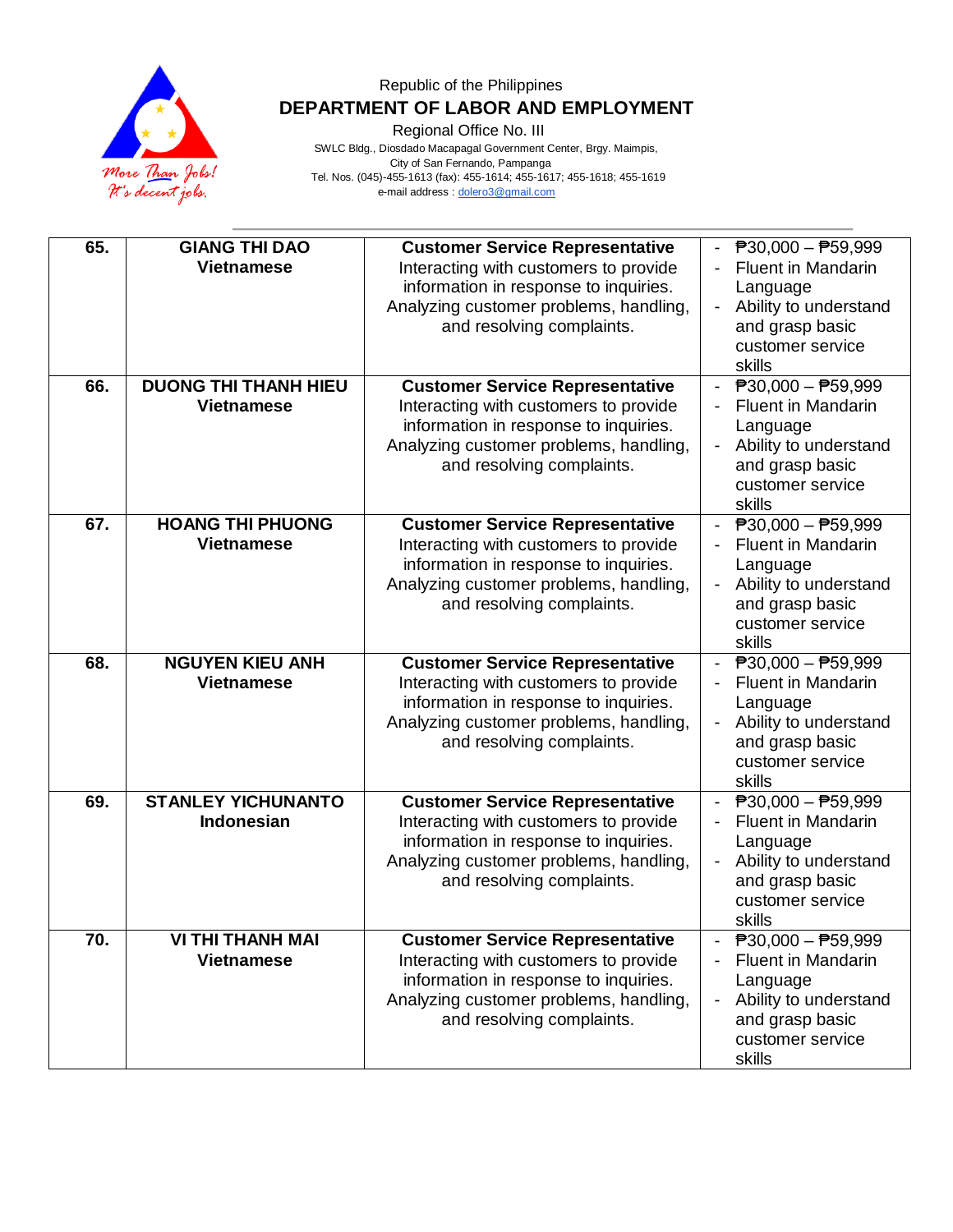| 65. | **GIANG THI DAO**<br>**Vietnamese** | **Customer Service Representative**<br>Interacting with customers to provide information in response to inquiries. Analyzing customer problems, handling, and resolving complaints. | - ₱30,000 – ₱59,999<br>- Fluent in Mandarin Language<br>- Ability to understand and grasp basic customer service skills |
|---|---|---|---|
| 66. | **DUONG THI THANH HIEU**<br>**Vietnamese** | **Customer Service Representative**<br>Interacting with customers to provide information in response to inquiries. Analyzing customer problems, handling, and resolving complaints. | - ₱30,000 – ₱59,999<br>- Fluent in Mandarin Language<br>- Ability to understand and grasp basic customer service skills |
| 67. | **HOANG THI PHUONG**<br>**Vietnamese** | **Customer Service Representative**<br>Interacting with customers to provide information in response to inquiries. Analyzing customer problems, handling, and resolving complaints. | - ₱30,000 – ₱59,999<br>- Fluent in Mandarin Language<br>- Ability to understand and grasp basic customer service skills |
| 68. | **NGUYEN KIEU ANH**<br>**Vietnamese** | **Customer Service Representative**<br>Interacting with customers to provide information in response to inquiries. Analyzing customer problems, handling, and resolving complaints. | - ₱30,000 – ₱59,999<br>- Fluent in Mandarin Language<br>- Ability to understand and grasp basic customer service skills |
| 69. | **STANLEY YICHUNANTO**<br>**Indonesian** | **Customer Service Representative**<br>Interacting with customers to provide information in response to inquiries. Analyzing customer problems, handling, and resolving complaints. | - ₱30,000 – ₱59,999<br>- Fluent in Mandarin Language<br>- Ability to understand and grasp basic customer service skills |
| 70. | **VI THI THANH MAI**<br>**Vietnamese** | **Customer Service Representative**<br>Interacting with customers to provide information in response to inquiries. Analyzing customer problems, handling, and resolving complaints. | - ₱30,000 – ₱59,999<br>- Fluent in Mandarin Language<br>- Ability to understand and grasp basic customer service skills |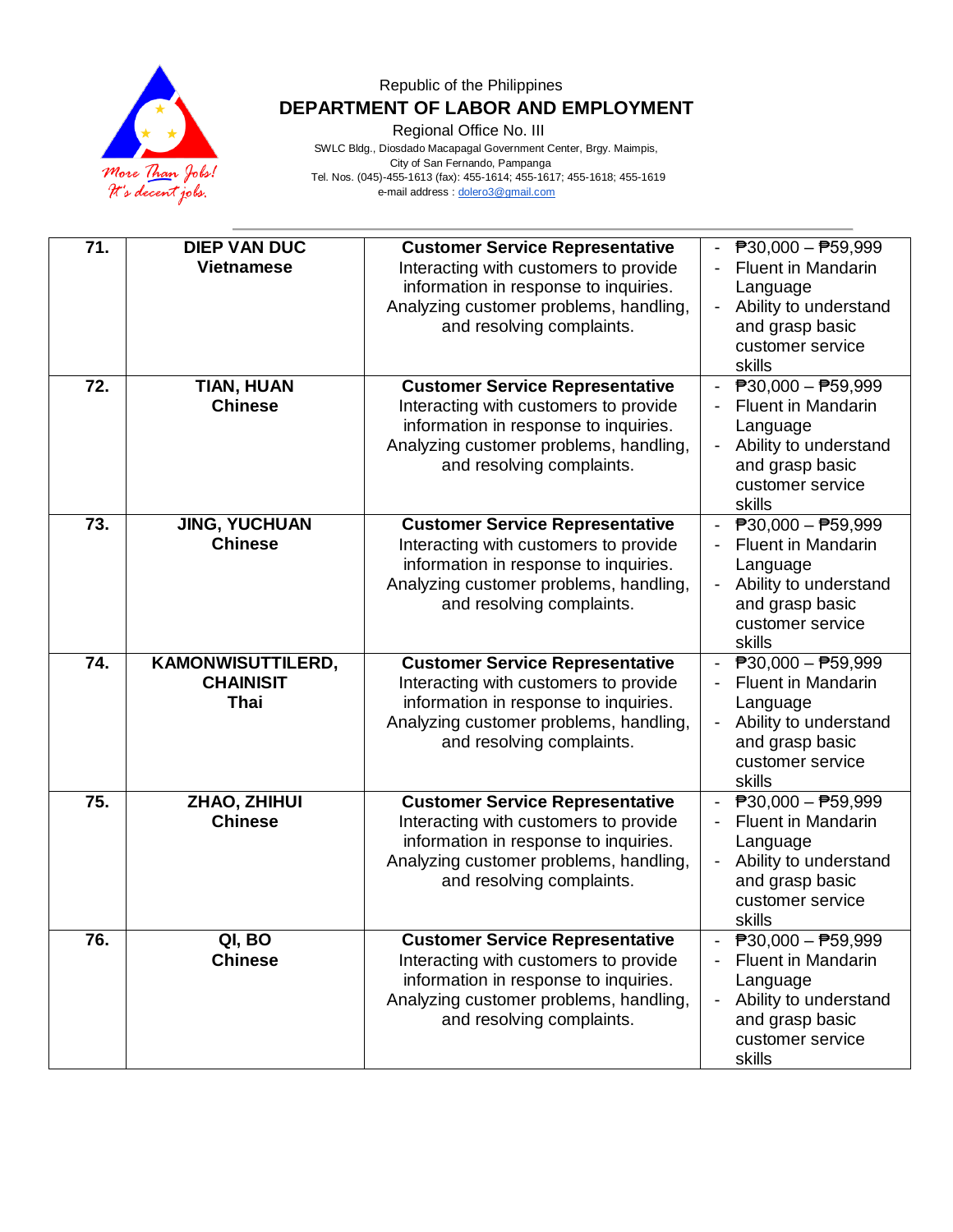Republic of the Philippines

**DEPARTMENT OF LABOR AND EMPLOYMENT**

Regional Office No. III

SWLC Bldg., Diosdado Macapagal Government Center, Brgy. Maimpis, City of San Fernando, Pampanga

Tel. Nos. (045)-455-1613 (fax): 455-1614; 455-1617; 455-1618; 455-1619

e-mail address : dolero3@gmail.com

| | | | |
|---|---|---|---|
| **71.** | **DIEP VAN DUC**<br>**Vietnamese** | **Customer Service Representative**<br>Interacting with customers to provide information in response to inquiries. Analyzing customer problems, handling, and resolving complaints. | - ₱30,000 – ₱59,999<br>- Fluent in Mandarin Language<br>- Ability to understand and grasp basic customer service skills |
| **72.** | **TIAN, HUAN**<br>**Chinese** | **Customer Service Representative**<br>Interacting with customers to provide information in response to inquiries. Analyzing customer problems, handling, and resolving complaints. | - ₱30,000 – ₱59,999<br>- Fluent in Mandarin Language<br>- Ability to understand and grasp basic customer service skills |
| **73.** | **JING, YUCHUAN**<br>**Chinese** | **Customer Service Representative**<br>Interacting with customers to provide information in response to inquiries. Analyzing customer problems, handling, and resolving complaints. | - ₱30,000 – ₱59,999<br>- Fluent in Mandarin Language<br>- Ability to understand and grasp basic customer service skills |
| **74.** | **KAMONWISUTTILERD, CHAINISIT**<br>**Thai** | **Customer Service Representative**<br>Interacting with customers to provide information in response to inquiries. Analyzing customer problems, handling, and resolving complaints. | - ₱30,000 – ₱59,999<br>- Fluent in Mandarin Language<br>- Ability to understand and grasp basic customer service skills |
| **75.** | **ZHAO, ZHIHUI**<br>**Chinese** | **Customer Service Representative**<br>Interacting with customers to provide information in response to inquiries. Analyzing customer problems, handling, and resolving complaints. | - ₱30,000 – ₱59,999<br>- Fluent in Mandarin Language<br>- Ability to understand and grasp basic customer service skills |
| **76.** | **QI, BO**<br>**Chinese** | **Customer Service Representative**<br>Interacting with customers to provide information in response to inquiries. Analyzing customer problems, handling, and resolving complaints. | - ₱30,000 – ₱59,999<br>- Fluent in Mandarin Language<br>- Ability to understand and grasp basic customer service skills |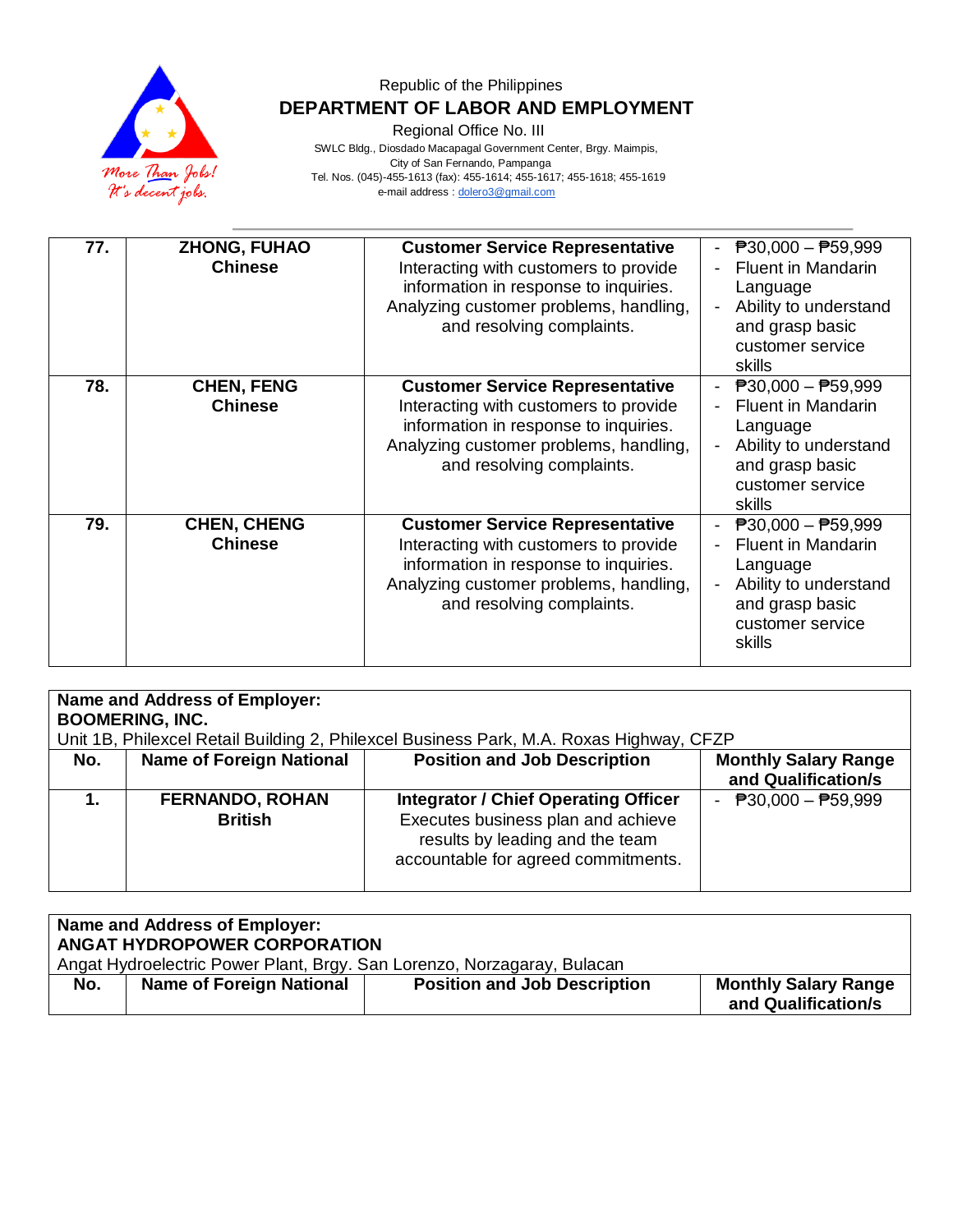| No. | Name of Foreign National | Position and Job Description | Monthly Salary Range and Qualification/s |
|---|---|---|---|
| 77. | **ZHONG, FUHAO** **Chinese** | **Customer Service Representative** Interacting with customers to provide information in response to inquiries. Analyzing customer problems, handling, and resolving complaints. | - ₱30,000 – ₱59,999 - Fluent in Mandarin Language - Ability to understand and grasp basic customer service skills |
| 78. | **CHEN, FENG** **Chinese** | **Customer Service Representative** Interacting with customers to provide information in response to inquiries. Analyzing customer problems, handling, and resolving complaints. | - ₱30,000 – ₱59,999 - Fluent in Mandarin Language - Ability to understand and grasp basic customer service skills |
| 79. | **CHEN, CHENG** **Chinese** | **Customer Service Representative** Interacting with customers to provide information in response to inquiries. Analyzing customer problems, handling, and resolving complaints. | - ₱30,000 – ₱59,999 - Fluent in Mandarin Language - Ability to understand and grasp basic customer service skills |

**Name and Address of Employer:**
**BOOMERING, INC.**
Unit 1B, Philexcel Retail Building 2, Philexcel Business Park, M.A. Roxas Highway, CFZP

| No. | Name of Foreign National | Position and Job Description | Monthly Salary Range and Qualification/s |
|---|---|---|---|
| 1. | **FERNANDO, ROHAN** **British** | **Integrator / Chief Operating Officer** Executes business plan and achieve results by leading and the team accountable for agreed commitments. | - ₱30,000 – ₱59,999 |

**Name and Address of Employer:**
**ANGAT HYDROPOWER CORPORATION**
Angat Hydroelectric Power Plant, Brgy. San Lorenzo, Norzagaray, Bulacan

| No. | Name of Foreign National | Position and Job Description | Monthly Salary Range and Qualification/s |
|---|---|---|---|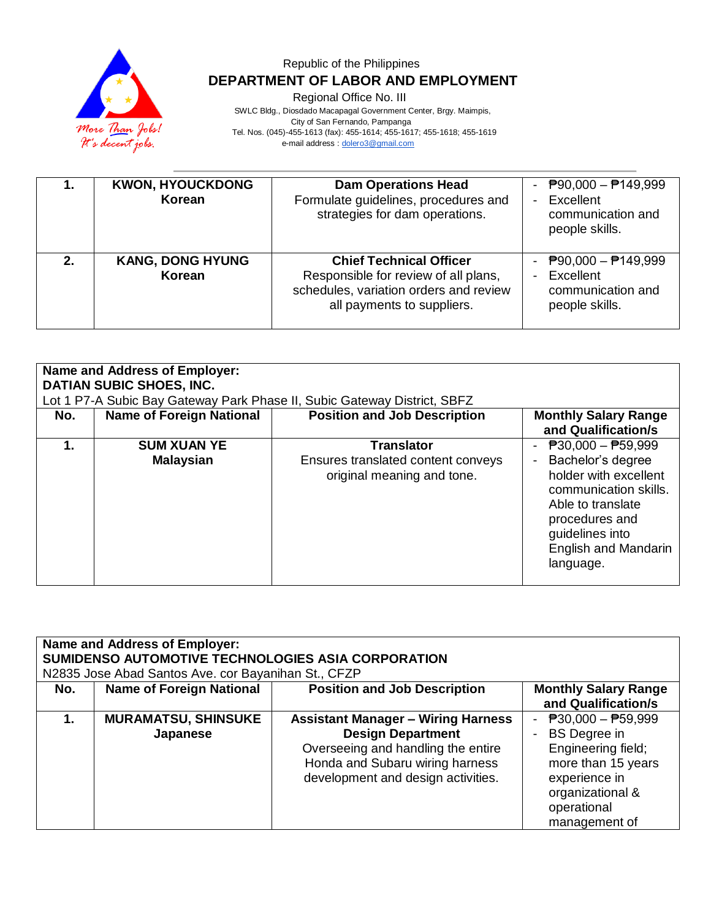Republic of the Philippines
**DEPARTMENT OF LABOR AND EMPLOYMENT**
Regional Office No. III
SWLC Bldg., Diosdado Macapagal Government Center, Brgy. Maimpis,
City of San Fernando, Pampanga
Tel. Nos. (045)-455-1613 (fax): 455-1614; 455-1617; 455-1618; 455-1619
e-mail address : dolero3@gmail.com

| | | | |
|---|---|---|---|
| **1.** | **KWON, HYOUCKDONG**<br>**Korean** | **Dam Operations Head**<br>Formulate guidelines, procedures and strategies for dam operations. | - ₱90,000 – ₱149,999<br>- Excellent communication and people skills. |
| **2.** | **KANG, DONG HYUNG**<br>**Korean** | **Chief Technical Officer**<br>Responsible for review of all plans, schedules, variation orders and review all payments to suppliers. | - ₱90,000 – ₱149,999<br>- Excellent communication and people skills. |

**Name and Address of Employer:**
**DATIAN SUBIC SHOES, INC.**
Lot 1 P7-A Subic Bay Gateway Park Phase II, Subic Gateway District, SBFZ

| No. | Name of Foreign National | Position and Job Description | Monthly Salary Range and Qualification/s |
|---|---|---|---|
| **1.** | **SUM XUAN YE**<br>**Malaysian** | **Translator**<br>Ensures translated content conveys original meaning and tone. | - ₱30,000 – ₱59,999<br>- Bachelor's degree holder with excellent communication skills. Able to translate procedures and guidelines into English and Mandarin language. |

**Name and Address of Employer:**
**SUMIDENSO AUTOMOTIVE TECHNOLOGIES ASIA CORPORATION**
N2835 Jose Abad Santos Ave. cor Bayanihan St., CFZP

| No. | Name of Foreign National | Position and Job Description | Monthly Salary Range and Qualification/s |
|---|---|---|---|
| **1.** | **MURAMATSU, SHINSUKE**<br>**Japanese** | **Assistant Manager – Wiring Harness Design Department**<br>Overseeing and handling the entire Honda and Subaru wiring harness development and design activities. | - ₱30,000 – ₱59,999<br>- BS Degree in Engineering field; more than 15 years experience in organizational & operational management of |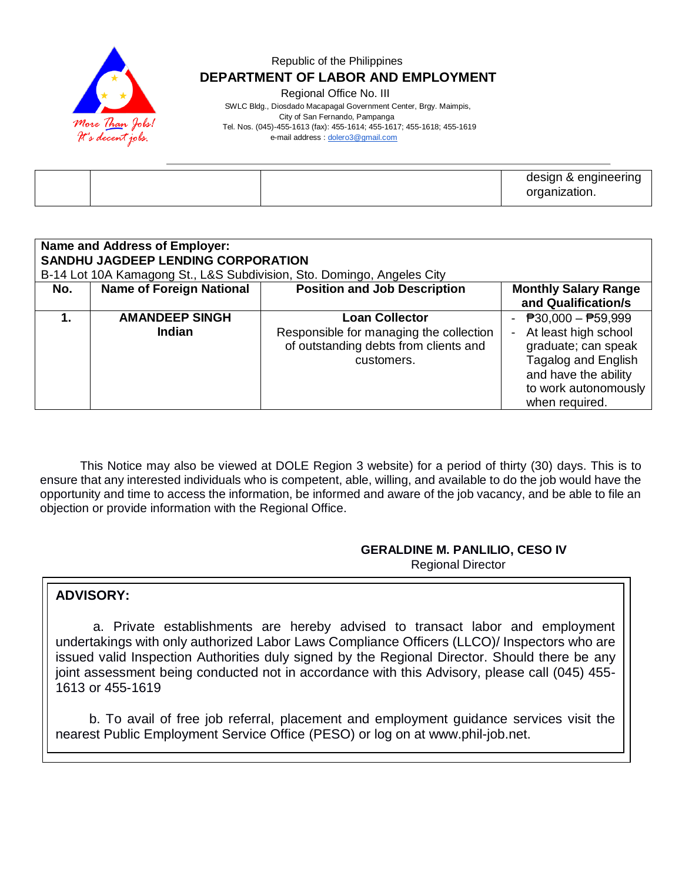Republic of the Philippines
**DEPARTMENT OF LABOR AND EMPLOYMENT**
Regional Office No. III
SWLC Bldg., Diosdado Macapagal Government Center, Brgy. Maimpis,
City of San Fernando, Pampanga
Tel. Nos. (045)-455-1613 (fax): 455-1614; 455-1617; 455-1618; 455-1619
e-mail address : dolero3@gmail.com

| | | | |
|---|---|---|---|
| | | | design & engineering organization. |

**Name and Address of Employer:**
**SANDHU JAGDEEP LENDING CORPORATION**
B-14 Lot 10A Kamagong St., L&S Subdivision, Sto. Domingo, Angeles City

| No. | Name of Foreign National | Position and Job Description | Monthly Salary Range and Qualification/s |
|---|---|---|---|
| **1.** | **AMANDEEP SINGH** **Indian** | **Loan Collector** Responsible for managing the collection of outstanding debts from clients and customers. | - ₱30,000 – ₱59,999 - At least high school graduate; can speak Tagalog and English and have the ability to work autonomously when required. |

This Notice may also be viewed at DOLE Region 3 website) for a period of thirty (30) days. This is to ensure that any interested individuals who is competent, able, willing, and available to do the job would have the opportunity and time to access the information, be informed and aware of the job vacancy, and be able to file an objection or provide information with the Regional Office.

**GERALDINE M. PANLILIO, CESO IV**
Regional Director

**ADVISORY:**

a. Private establishments are hereby advised to transact labor and employment undertakings with only authorized Labor Laws Compliance Officers (LLCO)/ Inspectors who are issued valid Inspection Authorities duly signed by the Regional Director. Should there be any joint assessment being conducted not in accordance with this Advisory, please call (045) 455-1613 or 455-1619

b. To avail of free job referral, placement and employment guidance services visit the nearest Public Employment Service Office (PESO) or log on at www.phil-job.net.